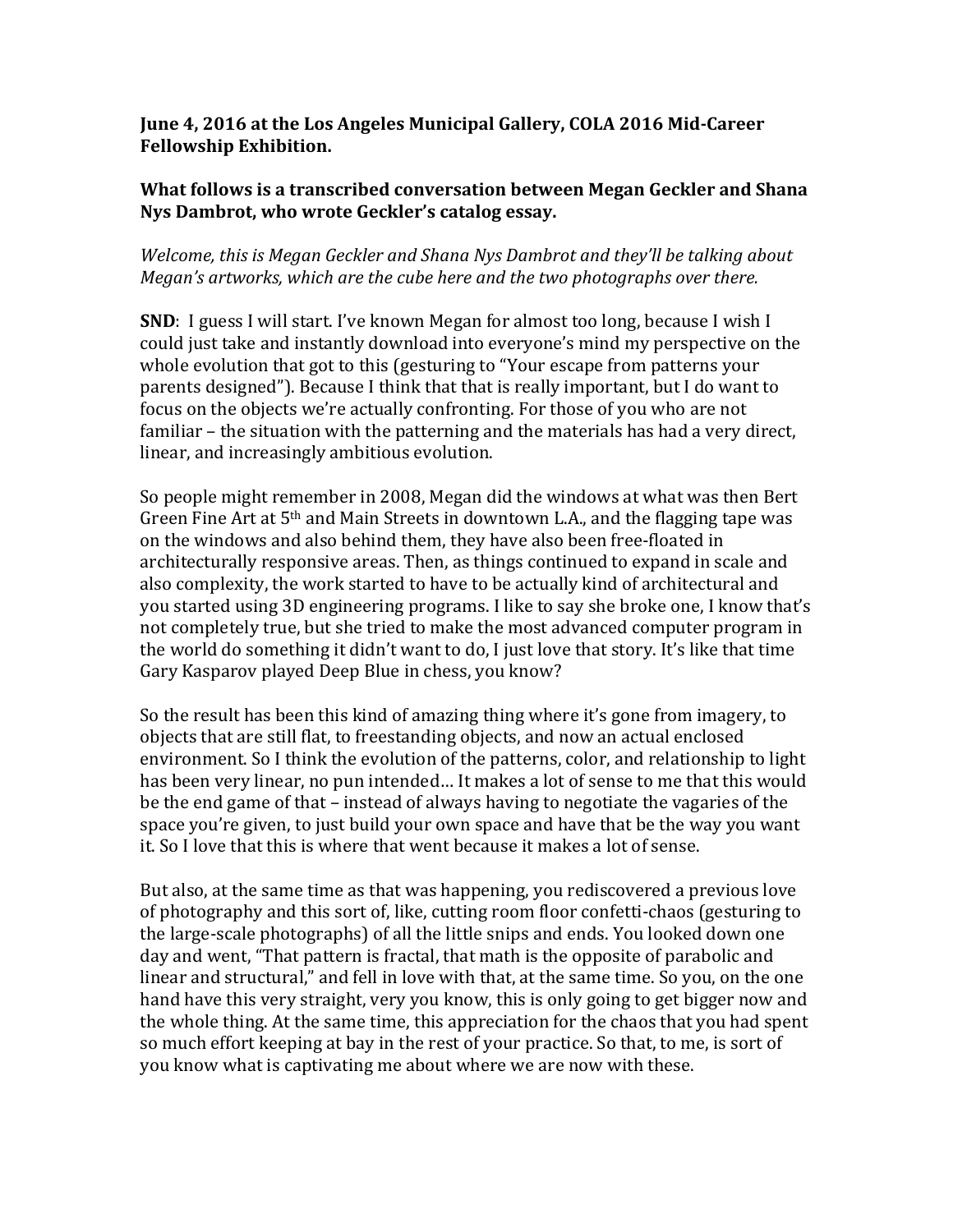**June 4, 2016 at the Los Angeles Municipal Gallery, COLA 2016 Mid-Career Fellowship Exhibition.**

**What follows is a transcribed conversation between Megan Geckler and Shana Nys Dambrot, who wrote Geckler's catalog essay.**

*Welcome, this is Megan Geckler and Shana Nys Dambrot and they'll be talking about Megan's artworks, which are the cube here and the two photographs over there.*

**SND**: I guess I will start. I've known Megan for almost too long, because I wish I could just take and instantly download into everyone's mind my perspective on the whole evolution that got to this (gesturing to "Your escape from patterns your parents designed"). Because I think that that is really important, but I do want to focus on the objects we're actually confronting. For those of you who are not familiar – the situation with the patterning and the materials has had a very direct, linear, and increasingly ambitious evolution.

So people might remember in 2008, Megan did the windows at what was then Bert Green Fine Art at 5th and Main Streets in downtown L.A., and the flagging tape was on the windows and also behind them, they have also been free-floated in architecturally responsive areas. Then, as things continued to expand in scale and also complexity, the work started to have to be actually kind of architectural and you started using 3D engineering programs. I like to say she broke one, I know that's not completely true, but she tried to make the most advanced computer program in the world do something it didn't want to do, I just love that story. It's like that time Gary Kasparov played Deep Blue in chess, you know?

So the result has been this kind of amazing thing where it's gone from imagery, to objects that are still flat, to freestanding objects, and now an actual enclosed environment. So I think the evolution of the patterns, color, and relationship to light has been very linear, no pun intended… It makes a lot of sense to me that this would be the end game of that – instead of always having to negotiate the vagaries of the space you're given, to just build your own space and have that be the way you want it. So I love that this is where that went because it makes a lot of sense.

But also, at the same time as that was happening, you rediscovered a previous love of photography and this sort of, like, cutting room floor confetti-chaos (gesturing to the large-scale photographs) of all the little snips and ends. You looked down one day and went, "That pattern is fractal, that math is the opposite of parabolic and linear and structural," and fell in love with that, at the same time. So you, on the one hand have this very straight, very you know, this is only going to get bigger now and the whole thing. At the same time, this appreciation for the chaos that you had spent so much effort keeping at bay in the rest of your practice. So that, to me, is sort of you know what is captivating me about where we are now with these.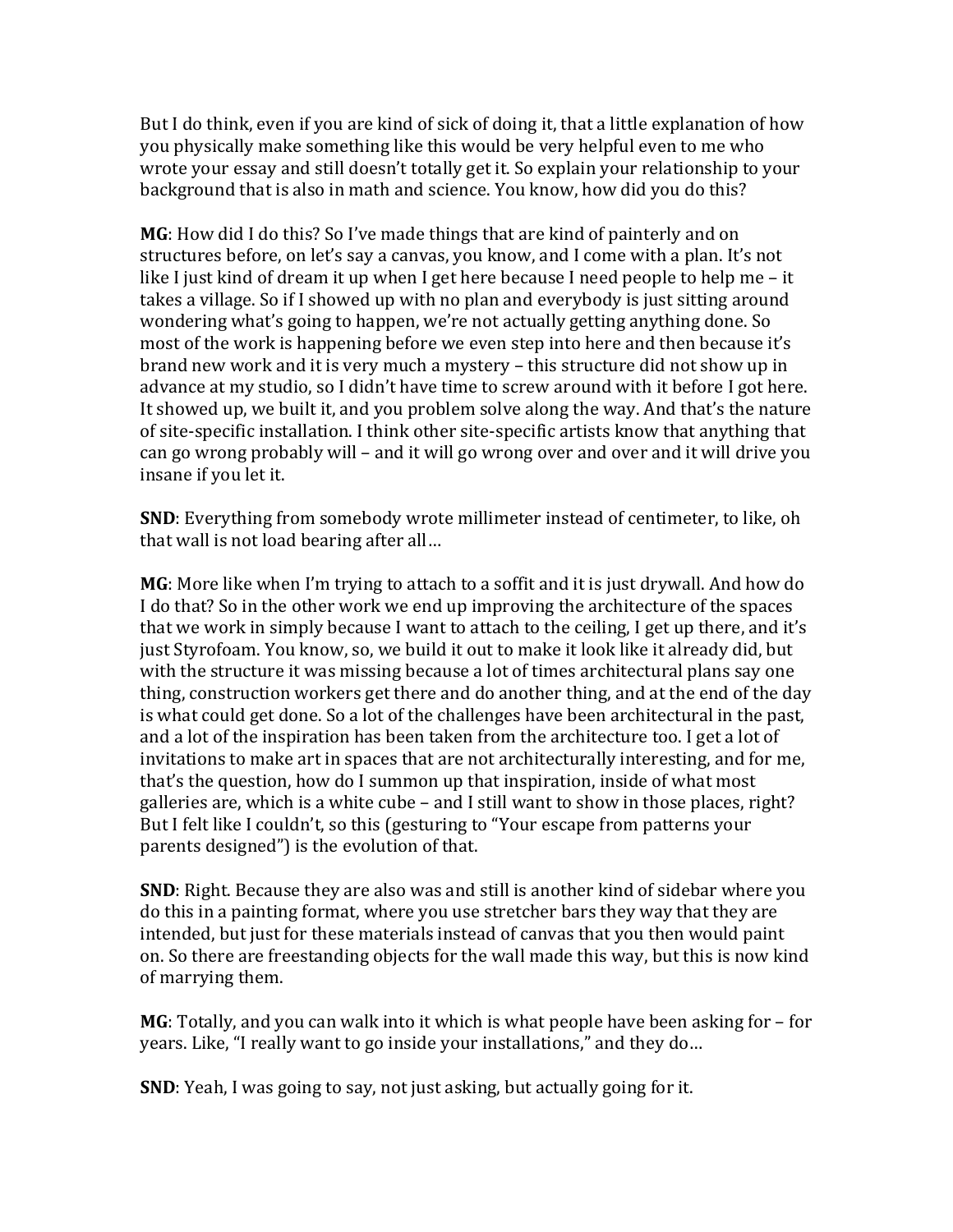But I do think, even if you are kind of sick of doing it, that a little explanation of how you physically make something like this would be very helpful even to me who wrote your essay and still doesn't totally get it. So explain your relationship to your background that is also in math and science. You know, how did you do this?

**MG**: How did I do this? So I've made things that are kind of painterly and on structures before, on let's say a canvas, you know, and I come with a plan. It's not like I just kind of dream it up when I get here because I need people to help me – it takes a village. So if I showed up with no plan and everybody is just sitting around wondering what's going to happen, we're not actually getting anything done. So most of the work is happening before we even step into here and then because it's brand new work and it is very much a mystery – this structure did not show up in advance at my studio, so I didn't have time to screw around with it before I got here. It showed up, we built it, and you problem solve along the way. And that's the nature of site-specific installation. I think other site-specific artists know that anything that can go wrong probably will – and it will go wrong over and over and it will drive you insane if you let it.

**SND**: Everything from somebody wrote millimeter instead of centimeter, to like, oh that wall is not load bearing after all…

**MG**: More like when I'm trying to attach to a soffit and it is just drywall. And how do I do that? So in the other work we end up improving the architecture of the spaces that we work in simply because I want to attach to the ceiling, I get up there, and it's just Styrofoam. You know, so, we build it out to make it look like it already did, but with the structure it was missing because a lot of times architectural plans say one thing, construction workers get there and do another thing, and at the end of the day is what could get done. So a lot of the challenges have been architectural in the past, and a lot of the inspiration has been taken from the architecture too. I get a lot of invitations to make art in spaces that are not architecturally interesting, and for me, that's the question, how do I summon up that inspiration, inside of what most galleries are, which is a white cube – and I still want to show in those places, right? But I felt like I couldn't, so this (gesturing to "Your escape from patterns your parents designed") is the evolution of that.

**SND**: Right. Because they are also was and still is another kind of sidebar where you do this in a painting format, where you use stretcher bars they way that they are intended, but just for these materials instead of canvas that you then would paint on. So there are freestanding objects for the wall made this way, but this is now kind of marrying them.

**MG**: Totally, and you can walk into it which is what people have been asking for – for years. Like, "I really want to go inside your installations," and they do…

**SND**: Yeah, I was going to say, not just asking, but actually going for it.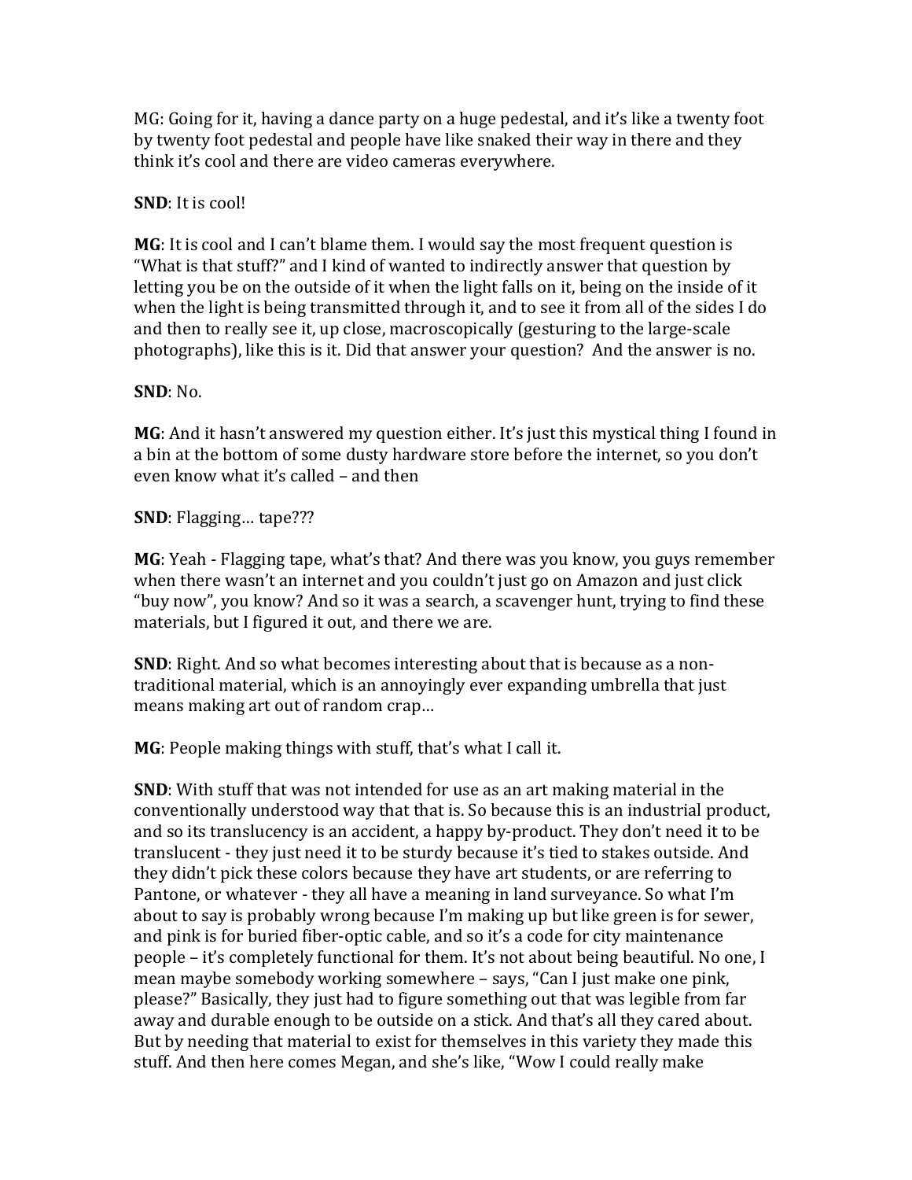MG: Going for it, having a dance party on a huge pedestal, and it's like a twenty foot by twenty foot pedestal and people have like snaked their way in there and they think it's cool and there are video cameras everywhere.

**SND**: It is cool!

**MG**: It is cool and I can't blame them. I would say the most frequent question is "What is that stuff?" and I kind of wanted to indirectly answer that question by letting you be on the outside of it when the light falls on it, being on the inside of it when the light is being transmitted through it, and to see it from all of the sides I do and then to really see it, up close, macroscopically (gesturing to the large-scale photographs), like this is it. Did that answer your question? And the answer is no.

**SND**: No.

**MG**: And it hasn't answered my question either. It's just this mystical thing I found in a bin at the bottom of some dusty hardware store before the internet, so you don't even know what it's called – and then

**SND**: Flagging… tape???

**MG**: Yeah - Flagging tape, what's that? And there was you know, you guys remember when there wasn't an internet and you couldn't just go on Amazon and just click "buy now", you know? And so it was a search, a scavenger hunt, trying to find these materials, but I figured it out, and there we are.

**SND**: Right. And so what becomes interesting about that is because as a non-traditional material, which is an annoyingly ever expanding umbrella that just means making art out of random crap…

**MG**: People making things with stuff, that's what I call it.

**SND**: With stuff that was not intended for use as an art making material in the conventionally understood way that that is. So because this is an industrial product, and so its translucency is an accident, a happy by-product. They don't need it to be translucent - they just need it to be sturdy because it's tied to stakes outside. And they didn't pick these colors because they have art students, or are referring to Pantone, or whatever - they all have a meaning in land surveyance. So what I'm about to say is probably wrong because I'm making up but like green is for sewer, and pink is for buried fiber-optic cable, and so it's a code for city maintenance people – it's completely functional for them. It's not about being beautiful. No one, I mean maybe somebody working somewhere – says, "Can I just make one pink, please?" Basically, they just had to figure something out that was legible from far away and durable enough to be outside on a stick. And that's all they cared about. But by needing that material to exist for themselves in this variety they made this stuff. And then here comes Megan, and she's like, "Wow I could really make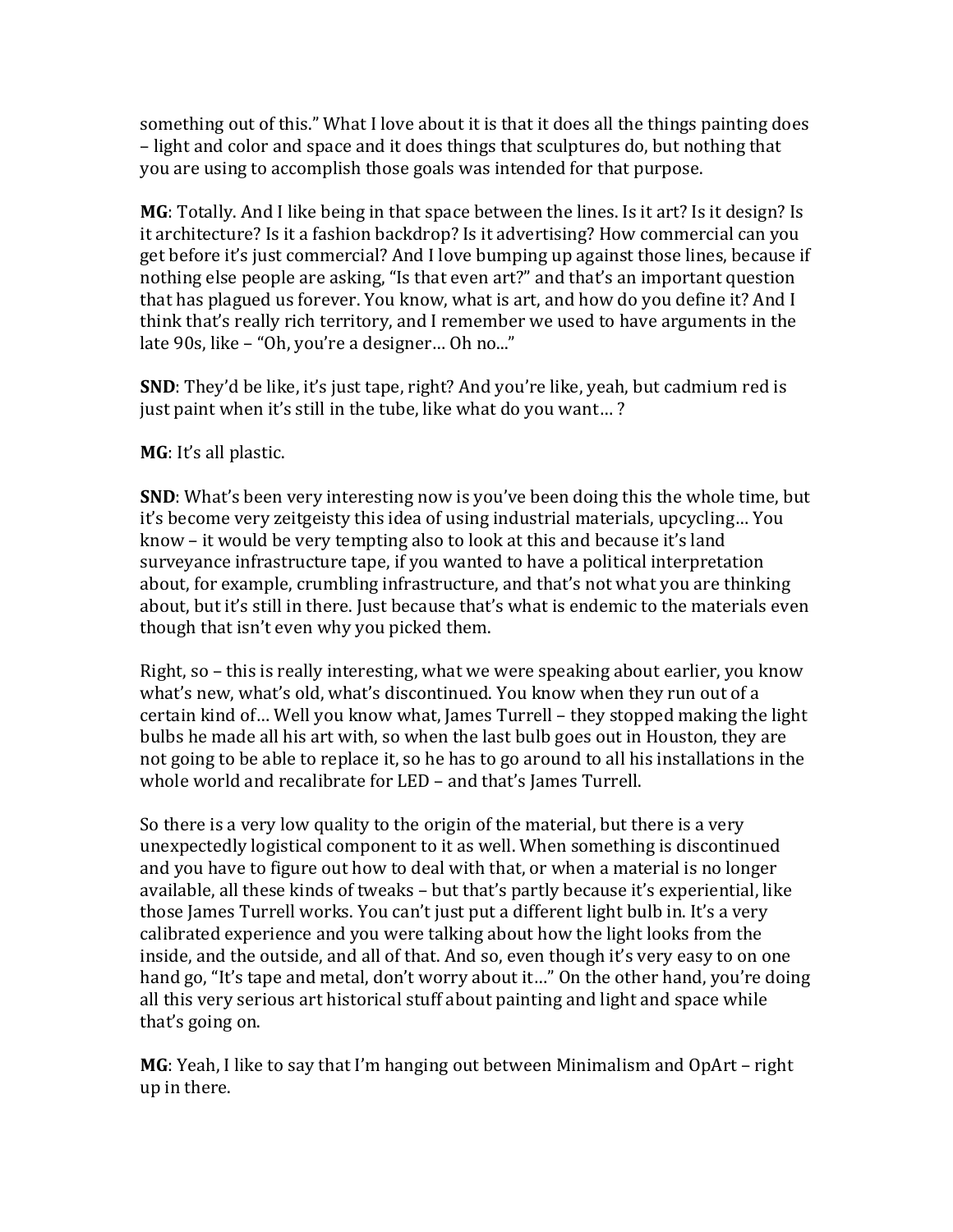something out of this." What I love about it is that it does all the things painting does – light and color and space and it does things that sculptures do, but nothing that you are using to accomplish those goals was intended for that purpose.

**MG**: Totally. And I like being in that space between the lines. Is it art? Is it design? Is it architecture? Is it a fashion backdrop? Is it advertising? How commercial can you get before it's just commercial? And I love bumping up against those lines, because if nothing else people are asking, "Is that even art?" and that's an important question that has plagued us forever. You know, what is art, and how do you define it? And I think that's really rich territory, and I remember we used to have arguments in the late 90s, like – "Oh, you're a designer… Oh no..."

**SND**: They'd be like, it's just tape, right? And you're like, yeah, but cadmium red is just paint when it's still in the tube, like what do you want… ?

**MG**: It's all plastic.

**SND**: What's been very interesting now is you've been doing this the whole time, but it's become very zeitgeisty this idea of using industrial materials, upcycling… You know – it would be very tempting also to look at this and because it's land surveyance infrastructure tape, if you wanted to have a political interpretation about, for example, crumbling infrastructure, and that's not what you are thinking about, but it's still in there. Just because that's what is endemic to the materials even though that isn't even why you picked them.

Right, so – this is really interesting, what we were speaking about earlier, you know what's new, what's old, what's discontinued. You know when they run out of a certain kind of… Well you know what, James Turrell – they stopped making the light bulbs he made all his art with, so when the last bulb goes out in Houston, they are not going to be able to replace it, so he has to go around to all his installations in the whole world and recalibrate for LED – and that's James Turrell.

So there is a very low quality to the origin of the material, but there is a very unexpectedly logistical component to it as well. When something is discontinued and you have to figure out how to deal with that, or when a material is no longer available, all these kinds of tweaks – but that's partly because it's experiential, like those James Turrell works. You can't just put a different light bulb in. It's a very calibrated experience and you were talking about how the light looks from the inside, and the outside, and all of that. And so, even though it's very easy to on one hand go, "It's tape and metal, don't worry about it…" On the other hand, you're doing all this very serious art historical stuff about painting and light and space while that's going on.

**MG**: Yeah, I like to say that I'm hanging out between Minimalism and OpArt – right up in there.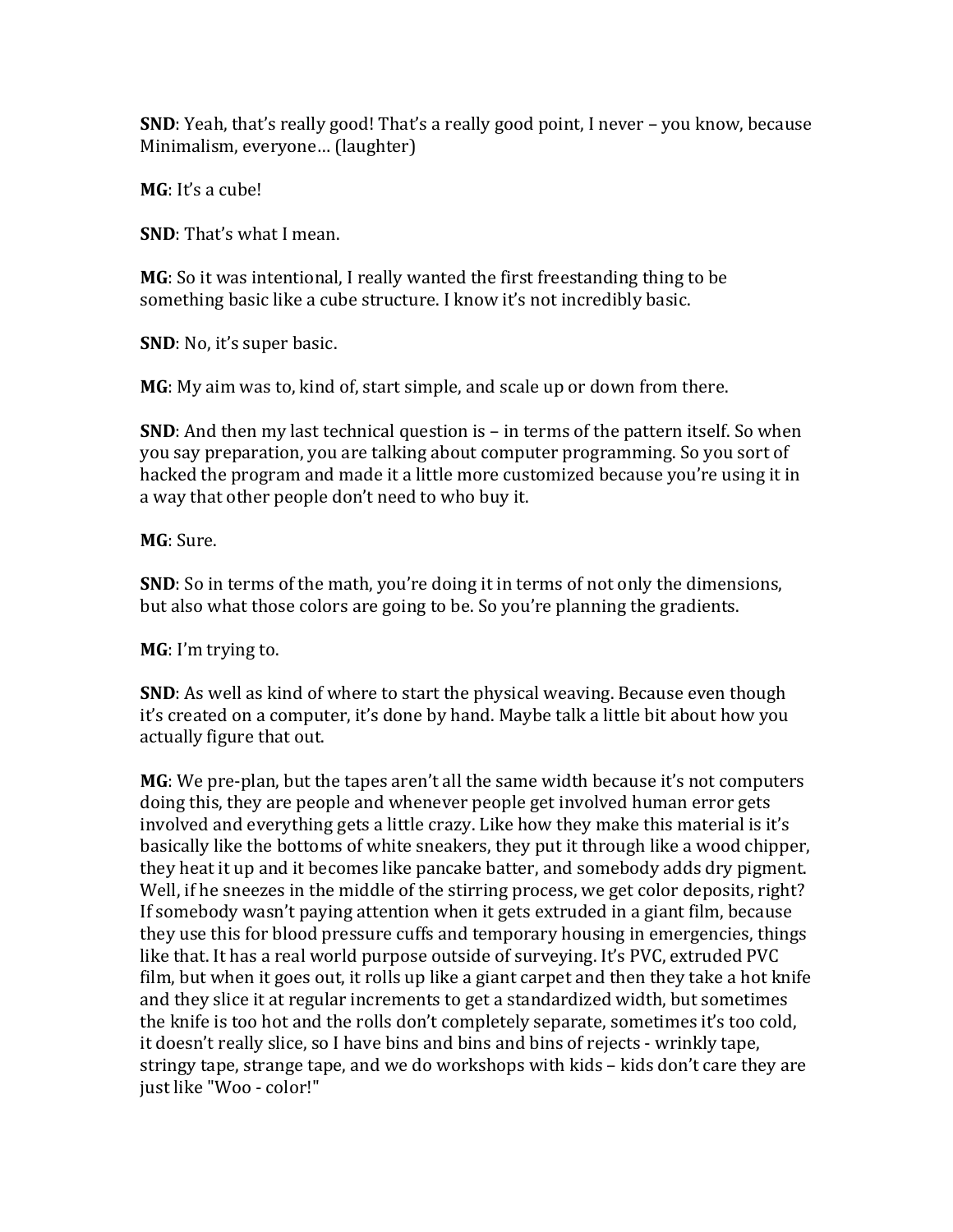**SND**: Yeah, that's really good! That's a really good point, I never – you know, because Minimalism, everyone… (laughter)

**MG**: It's a cube!

**SND**: That's what I mean.

**MG**: So it was intentional, I really wanted the first freestanding thing to be something basic like a cube structure. I know it's not incredibly basic.

**SND**: No, it's super basic.

**MG**: My aim was to, kind of, start simple, and scale up or down from there.

**SND**: And then my last technical question is – in terms of the pattern itself. So when you say preparation, you are talking about computer programming. So you sort of hacked the program and made it a little more customized because you're using it in a way that other people don't need to who buy it.

**MG**: Sure.

**SND**: So in terms of the math, you're doing it in terms of not only the dimensions, but also what those colors are going to be. So you're planning the gradients.

**MG**: I'm trying to.

**SND**: As well as kind of where to start the physical weaving. Because even though it's created on a computer, it's done by hand. Maybe talk a little bit about how you actually figure that out.

**MG**: We pre-plan, but the tapes aren't all the same width because it's not computers doing this, they are people and whenever people get involved human error gets involved and everything gets a little crazy. Like how they make this material is it's basically like the bottoms of white sneakers, they put it through like a wood chipper, they heat it up and it becomes like pancake batter, and somebody adds dry pigment. Well, if he sneezes in the middle of the stirring process, we get color deposits, right? If somebody wasn't paying attention when it gets extruded in a giant film, because they use this for blood pressure cuffs and temporary housing in emergencies, things like that. It has a real world purpose outside of surveying. It's PVC, extruded PVC film, but when it goes out, it rolls up like a giant carpet and then they take a hot knife and they slice it at regular increments to get a standardized width, but sometimes the knife is too hot and the rolls don't completely separate, sometimes it's too cold, it doesn't really slice, so I have bins and bins and bins of rejects - wrinkly tape, stringy tape, strange tape, and we do workshops with kids – kids don't care they are just like "Woo - color!"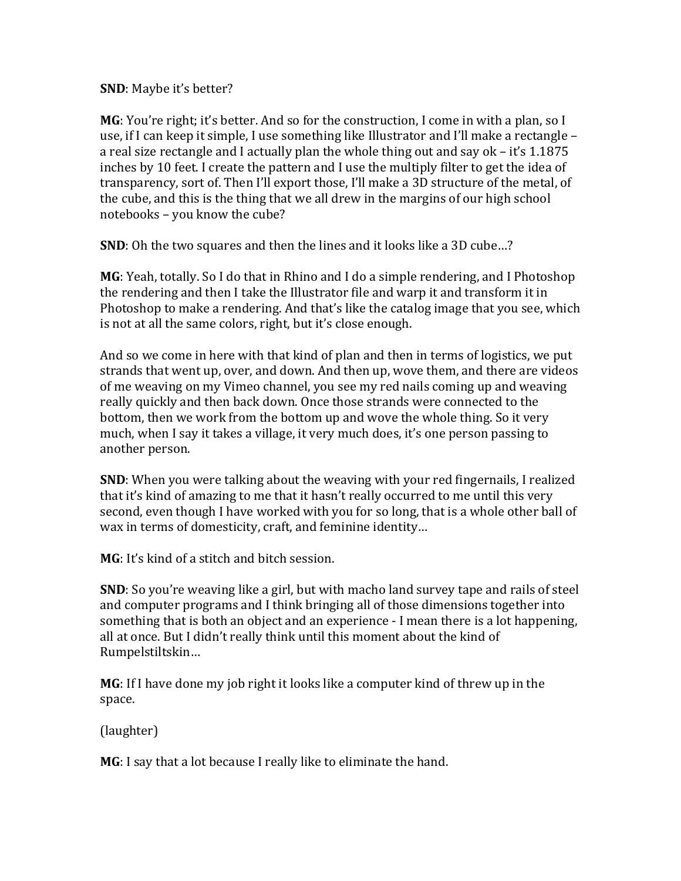**SND**: Maybe it's better?

**MG**: You're right; it's better. And so for the construction, I come in with a plan, so I use, if I can keep it simple, I use something like Illustrator and I'll make a rectangle – a real size rectangle and I actually plan the whole thing out and say ok – it's 1.1875 inches by 10 feet. I create the pattern and I use the multiply filter to get the idea of transparency, sort of. Then I'll export those, I'll make a 3D structure of the metal, of the cube, and this is the thing that we all drew in the margins of our high school notebooks – you know the cube?

**SND**: Oh the two squares and then the lines and it looks like a 3D cube…?

**MG**: Yeah, totally. So I do that in Rhino and I do a simple rendering, and I Photoshop the rendering and then I take the Illustrator file and warp it and transform it in Photoshop to make a rendering. And that's like the catalog image that you see, which is not at all the same colors, right, but it's close enough.

And so we come in here with that kind of plan and then in terms of logistics, we put strands that went up, over, and down. And then up, wove them, and there are videos of me weaving on my Vimeo channel, you see my red nails coming up and weaving really quickly and then back down. Once those strands were connected to the bottom, then we work from the bottom up and wove the whole thing. So it very much, when I say it takes a village, it very much does, it's one person passing to another person.

**SND**: When you were talking about the weaving with your red fingernails, I realized that it's kind of amazing to me that it hasn't really occurred to me until this very second, even though I have worked with you for so long, that is a whole other ball of wax in terms of domesticity, craft, and feminine identity…

**MG**: It's kind of a stitch and bitch session.

**SND**: So you're weaving like a girl, but with macho land survey tape and rails of steel and computer programs and I think bringing all of those dimensions together into something that is both an object and an experience - I mean there is a lot happening, all at once. But I didn't really think until this moment about the kind of Rumpelstiltskin…

**MG**: If I have done my job right it looks like a computer kind of threw up in the space.

(laughter)

**MG**: I say that a lot because I really like to eliminate the hand.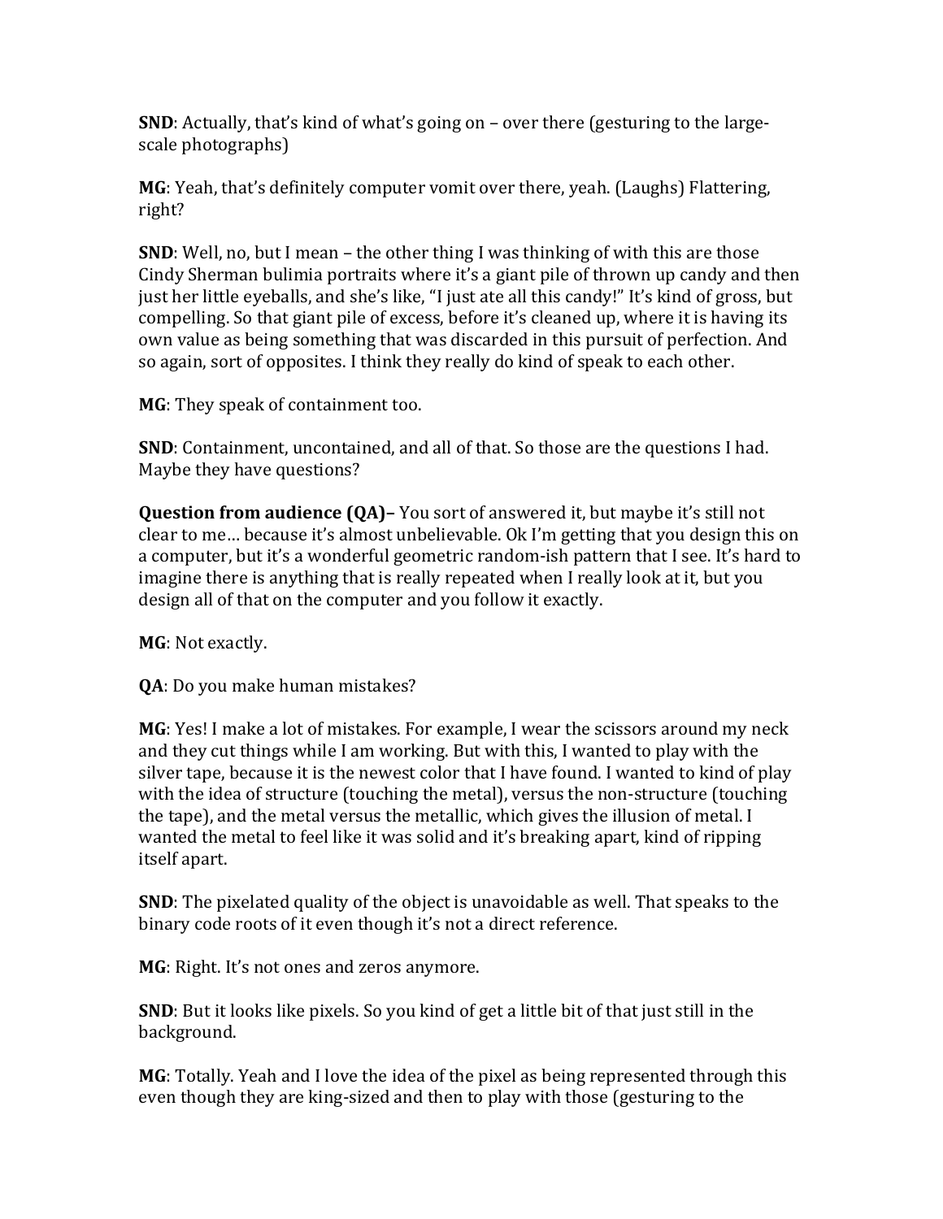**SND**: Actually, that's kind of what's going on – over there (gesturing to the large-scale photographs)

**MG**: Yeah, that's definitely computer vomit over there, yeah. (Laughs) Flattering, right?

**SND**: Well, no, but I mean – the other thing I was thinking of with this are those Cindy Sherman bulimia portraits where it's a giant pile of thrown up candy and then just her little eyeballs, and she's like, "I just ate all this candy!" It's kind of gross, but compelling. So that giant pile of excess, before it's cleaned up, where it is having its own value as being something that was discarded in this pursuit of perfection. And so again, sort of opposites. I think they really do kind of speak to each other.

**MG**: They speak of containment too.

**SND**: Containment, uncontained, and all of that. So those are the questions I had. Maybe they have questions?

**Question from audience (QA)–** You sort of answered it, but maybe it's still not clear to me… because it's almost unbelievable. Ok I'm getting that you design this on a computer, but it's a wonderful geometric random-ish pattern that I see. It's hard to imagine there is anything that is really repeated when I really look at it, but you design all of that on the computer and you follow it exactly.

**MG**: Not exactly.

**QA**: Do you make human mistakes?

**MG**: Yes! I make a lot of mistakes. For example, I wear the scissors around my neck and they cut things while I am working. But with this, I wanted to play with the silver tape, because it is the newest color that I have found. I wanted to kind of play with the idea of structure (touching the metal), versus the non-structure (touching the tape), and the metal versus the metallic, which gives the illusion of metal. I wanted the metal to feel like it was solid and it's breaking apart, kind of ripping itself apart.

**SND**: The pixelated quality of the object is unavoidable as well. That speaks to the binary code roots of it even though it's not a direct reference.

**MG**: Right. It's not ones and zeros anymore.

**SND**: But it looks like pixels. So you kind of get a little bit of that just still in the background.

**MG**: Totally. Yeah and I love the idea of the pixel as being represented through this even though they are king-sized and then to play with those (gesturing to the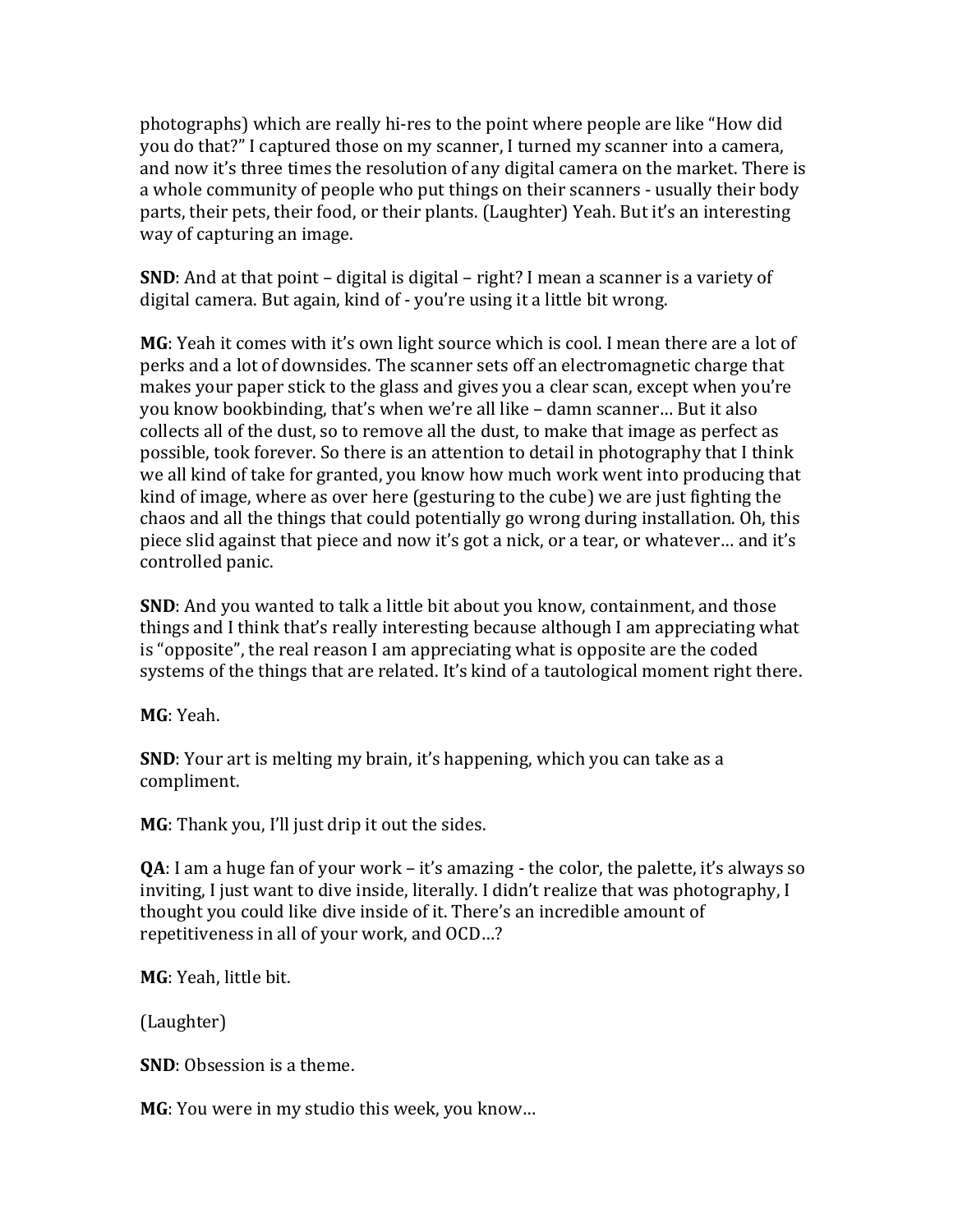photographs) which are really hi-res to the point where people are like "How did you do that?" I captured those on my scanner, I turned my scanner into a camera, and now it's three times the resolution of any digital camera on the market. There is a whole community of people who put things on their scanners - usually their body parts, their pets, their food, or their plants. (Laughter) Yeah. But it's an interesting way of capturing an image.

**SND**: And at that point – digital is digital – right? I mean a scanner is a variety of digital camera. But again, kind of - you're using it a little bit wrong.

**MG**: Yeah it comes with it's own light source which is cool. I mean there are a lot of perks and a lot of downsides. The scanner sets off an electromagnetic charge that makes your paper stick to the glass and gives you a clear scan, except when you're you know bookbinding, that's when we're all like – damn scanner… But it also collects all of the dust, so to remove all the dust, to make that image as perfect as possible, took forever. So there is an attention to detail in photography that I think we all kind of take for granted, you know how much work went into producing that kind of image, where as over here (gesturing to the cube) we are just fighting the chaos and all the things that could potentially go wrong during installation. Oh, this piece slid against that piece and now it's got a nick, or a tear, or whatever… and it's controlled panic.

**SND**: And you wanted to talk a little bit about you know, containment, and those things and I think that's really interesting because although I am appreciating what is "opposite", the real reason I am appreciating what is opposite are the coded systems of the things that are related. It's kind of a tautological moment right there.

**MG**: Yeah.

**SND**: Your art is melting my brain, it's happening, which you can take as a compliment.

**MG**: Thank you, I'll just drip it out the sides.

**QA**: I am a huge fan of your work – it's amazing - the color, the palette, it's always so inviting, I just want to dive inside, literally. I didn't realize that was photography, I thought you could like dive inside of it. There's an incredible amount of repetitiveness in all of your work, and OCD…?

**MG**: Yeah, little bit.

(Laughter)

**SND**: Obsession is a theme.

**MG**: You were in my studio this week, you know…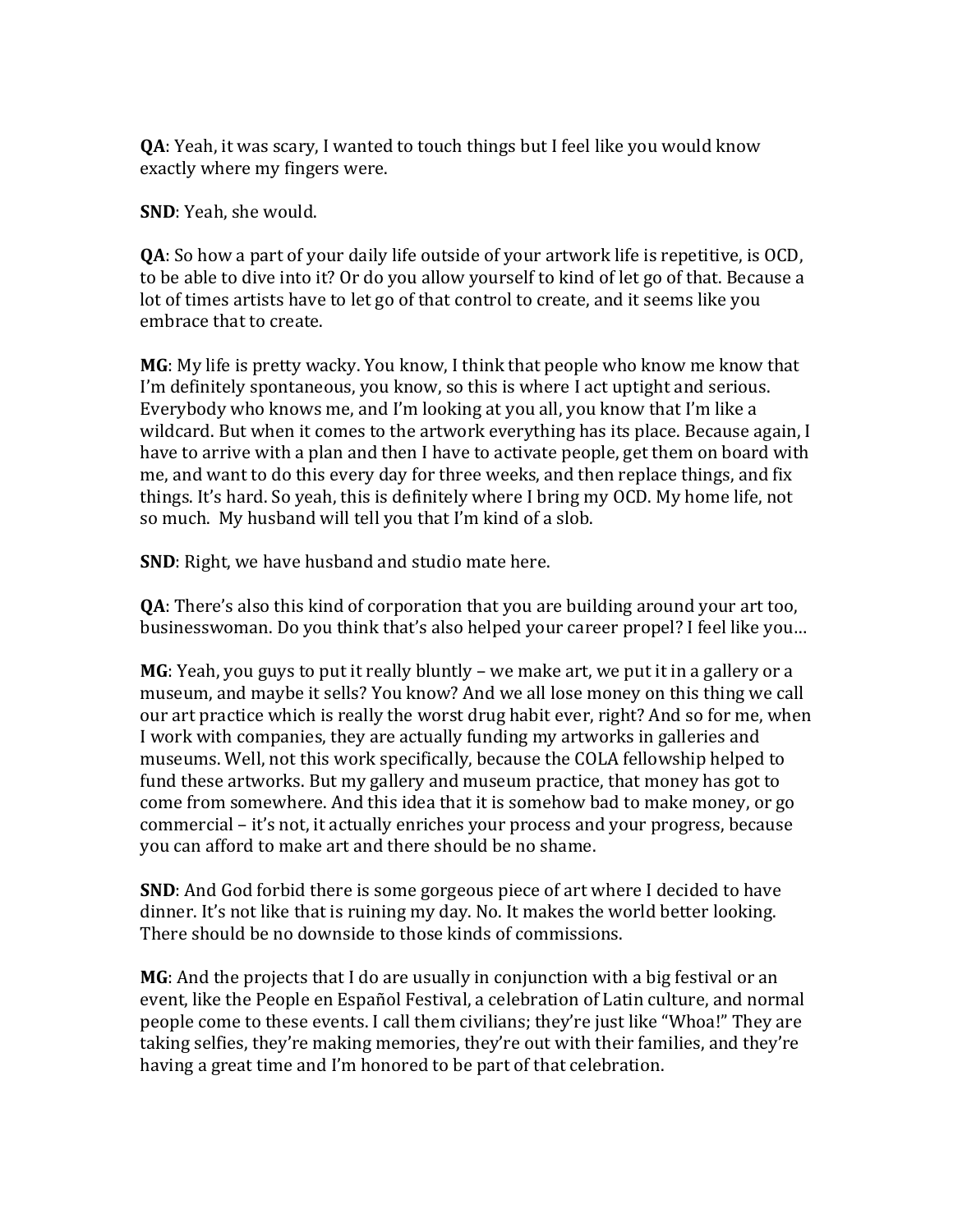**QA**: Yeah, it was scary, I wanted to touch things but I feel like you would know exactly where my fingers were.

**SND**: Yeah, she would.

**QA**: So how a part of your daily life outside of your artwork life is repetitive, is OCD, to be able to dive into it? Or do you allow yourself to kind of let go of that. Because a lot of times artists have to let go of that control to create, and it seems like you embrace that to create.

**MG**: My life is pretty wacky. You know, I think that people who know me know that I'm definitely spontaneous, you know, so this is where I act uptight and serious. Everybody who knows me, and I'm looking at you all, you know that I'm like a wildcard. But when it comes to the artwork everything has its place. Because again, I have to arrive with a plan and then I have to activate people, get them on board with me, and want to do this every day for three weeks, and then replace things, and fix things. It's hard. So yeah, this is definitely where I bring my OCD. My home life, not so much. My husband will tell you that I'm kind of a slob.

**SND**: Right, we have husband and studio mate here.

**QA**: There's also this kind of corporation that you are building around your art too, businesswoman. Do you think that's also helped your career propel? I feel like you…

**MG**: Yeah, you guys to put it really bluntly – we make art, we put it in a gallery or a museum, and maybe it sells? You know? And we all lose money on this thing we call our art practice which is really the worst drug habit ever, right? And so for me, when I work with companies, they are actually funding my artworks in galleries and museums. Well, not this work specifically, because the COLA fellowship helped to fund these artworks. But my gallery and museum practice, that money has got to come from somewhere. And this idea that it is somehow bad to make money, or go commercial – it's not, it actually enriches your process and your progress, because you can afford to make art and there should be no shame.

**SND**: And God forbid there is some gorgeous piece of art where I decided to have dinner. It's not like that is ruining my day. No. It makes the world better looking. There should be no downside to those kinds of commissions.

**MG**: And the projects that I do are usually in conjunction with a big festival or an event, like the People en Español Festival, a celebration of Latin culture, and normal people come to these events. I call them civilians; they're just like "Whoa!" They are taking selfies, they're making memories, they're out with their families, and they're having a great time and I'm honored to be part of that celebration.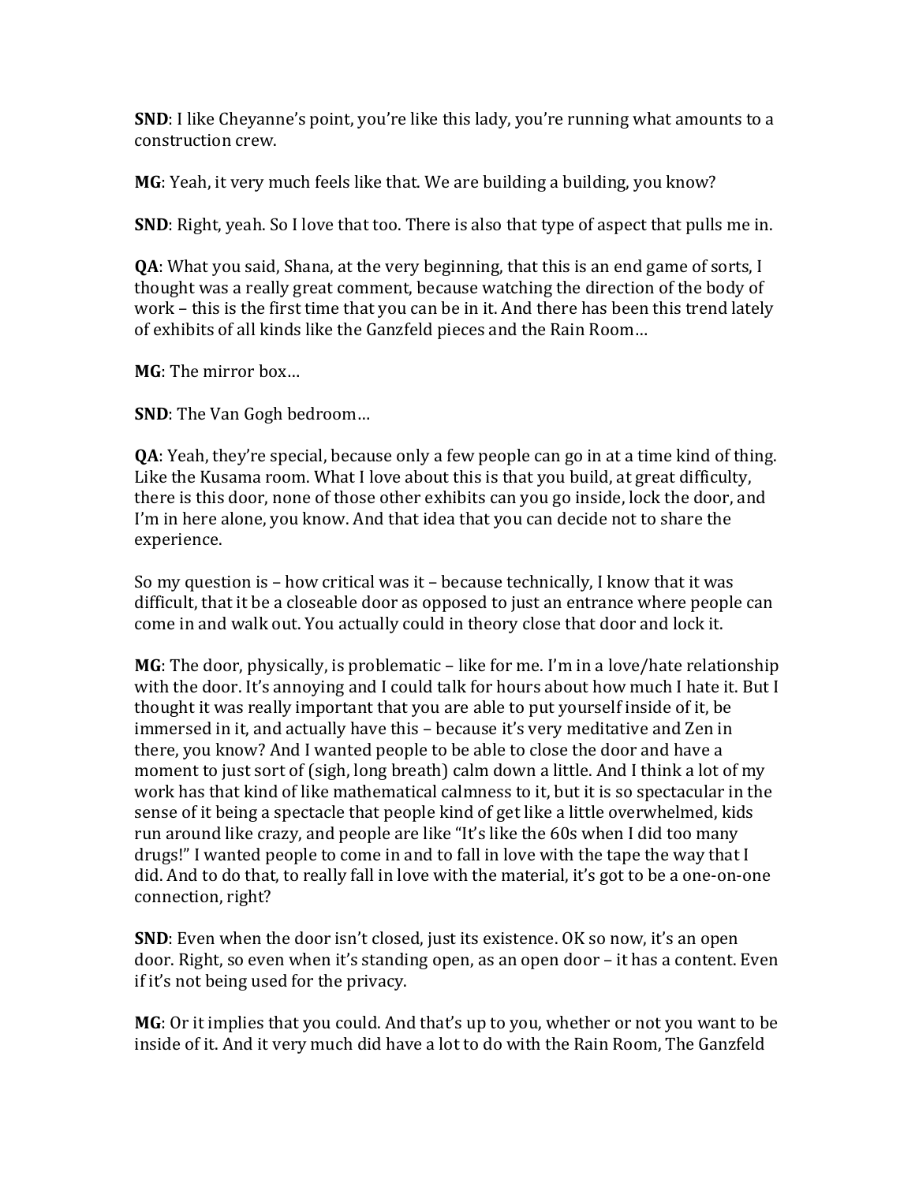**SND**: I like Cheyanne's point, you're like this lady, you're running what amounts to a construction crew.

**MG**: Yeah, it very much feels like that. We are building a building, you know?

**SND**: Right, yeah. So I love that too. There is also that type of aspect that pulls me in.

**QA**: What you said, Shana, at the very beginning, that this is an end game of sorts, I thought was a really great comment, because watching the direction of the body of work – this is the first time that you can be in it. And there has been this trend lately of exhibits of all kinds like the Ganzfeld pieces and the Rain Room…

**MG**: The mirror box…

**SND**: The Van Gogh bedroom…

**QA**: Yeah, they're special, because only a few people can go in at a time kind of thing. Like the Kusama room. What I love about this is that you build, at great difficulty, there is this door, none of those other exhibits can you go inside, lock the door, and I'm in here alone, you know. And that idea that you can decide not to share the experience.

So my question is – how critical was it – because technically, I know that it was difficult, that it be a closeable door as opposed to just an entrance where people can come in and walk out. You actually could in theory close that door and lock it.

**MG**: The door, physically, is problematic – like for me. I'm in a love/hate relationship with the door. It's annoying and I could talk for hours about how much I hate it. But I thought it was really important that you are able to put yourself inside of it, be immersed in it, and actually have this – because it's very meditative and Zen in there, you know? And I wanted people to be able to close the door and have a moment to just sort of (sigh, long breath) calm down a little. And I think a lot of my work has that kind of like mathematical calmness to it, but it is so spectacular in the sense of it being a spectacle that people kind of get like a little overwhelmed, kids run around like crazy, and people are like "It's like the 60s when I did too many drugs!" I wanted people to come in and to fall in love with the tape the way that I did. And to do that, to really fall in love with the material, it's got to be a one-on-one connection, right?

**SND**: Even when the door isn't closed, just its existence. OK so now, it's an open door. Right, so even when it's standing open, as an open door – it has a content. Even if it's not being used for the privacy.

**MG**: Or it implies that you could. And that's up to you, whether or not you want to be inside of it. And it very much did have a lot to do with the Rain Room, The Ganzfeld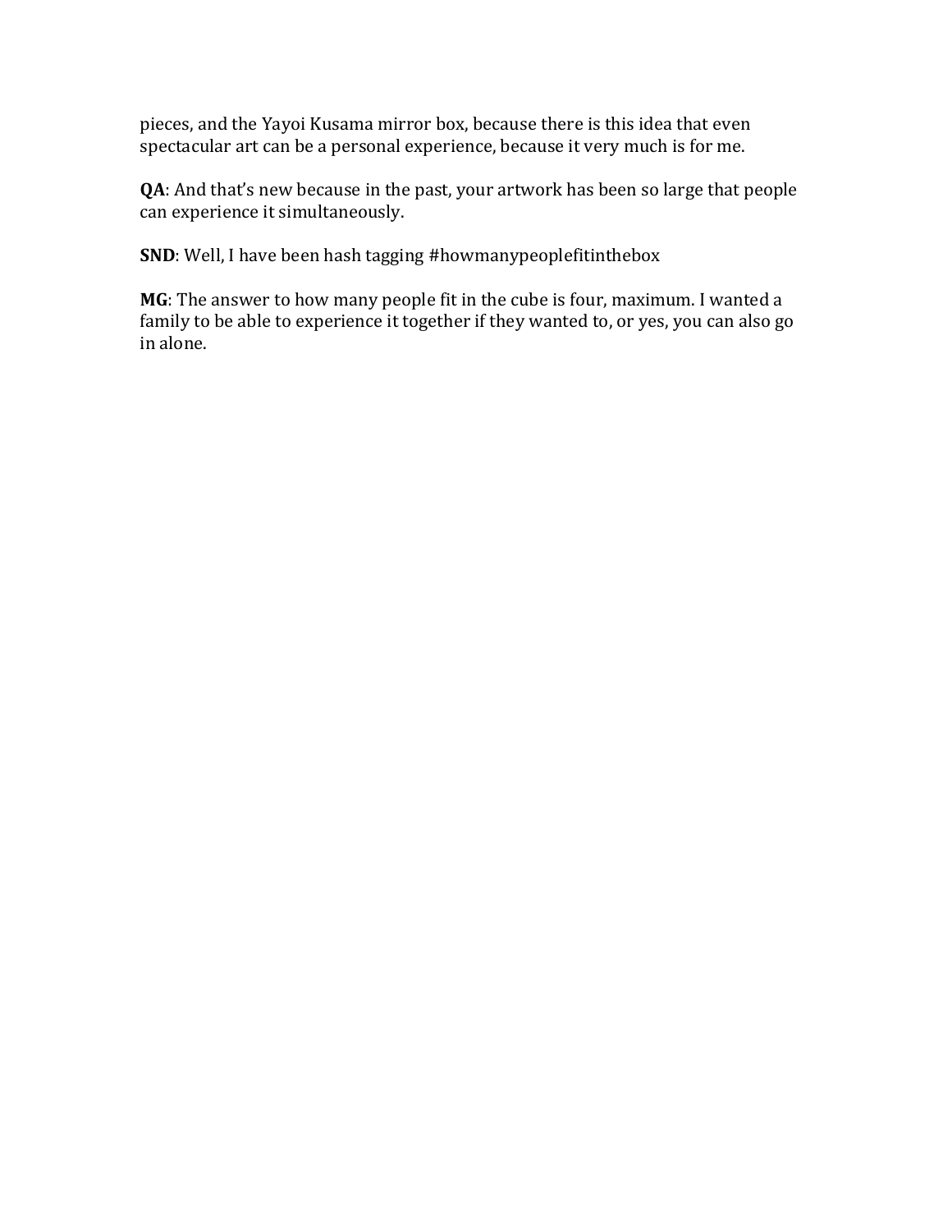pieces, and the Yayoi Kusama mirror box, because there is this idea that even spectacular art can be a personal experience, because it very much is for me.

**QA**: And that's new because in the past, your artwork has been so large that people can experience it simultaneously.

**SND**: Well, I have been hash tagging #howmanypeoplefitinthebox

**MG**: The answer to how many people fit in the cube is four, maximum. I wanted a family to be able to experience it together if they wanted to, or yes, you can also go in alone.